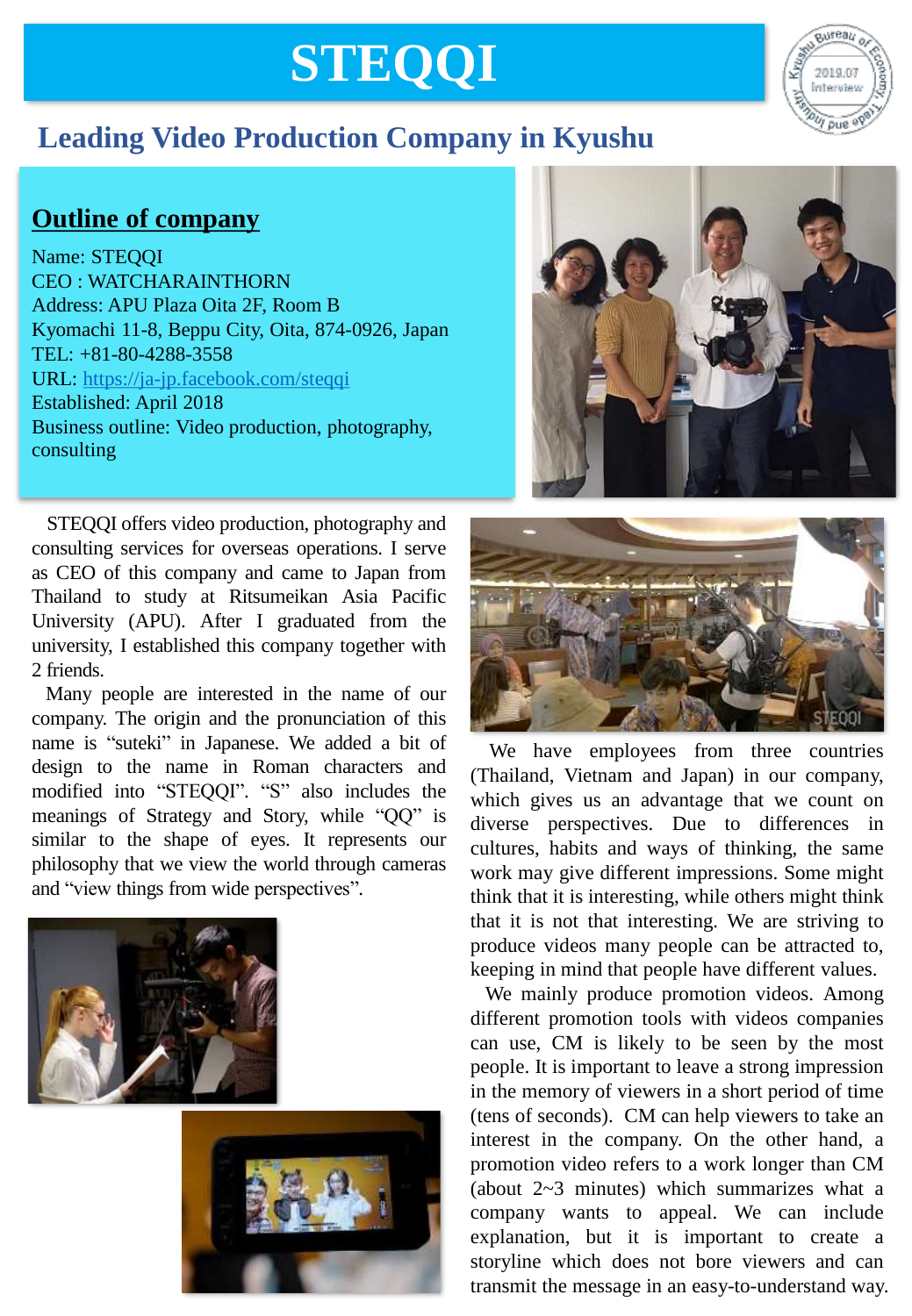# STEQQI

## Leading Video Production Company in Kyushu

### Outline of company

Name: STEQQI
CEO : WATCHARAINTHORN
Address: APU Plaza Oita 2F, Room B
Kyomachi 11-8, Beppu City, Oita, 874-0926, Japan
TEL: +81-80-4288-3558
URL: https://ja-jp.facebook.com/steqqi
Established: April 2018
Business outline: Video production, photography, consulting

STEQQI offers video production, photography and consulting services for overseas operations. I serve as CEO of this company and came to Japan from Thailand to study at Ritsumeikan Asia Pacific University (APU). After I graduated from the university, I established this company together with 2 friends.

Many people are interested in the name of our company. The origin and the pronunciation of this name is "suteki" in Japanese. We added a bit of design to the name in Roman characters and modified into "STEQQI". "S" also includes the meanings of Strategy and Story, while "QQ" is similar to the shape of eyes. It represents our philosophy that we view the world through cameras and "view things from wide perspectives".

We have employees from three countries (Thailand, Vietnam and Japan) in our company, which gives us an advantage that we count on diverse perspectives. Due to differences in cultures, habits and ways of thinking, the same work may give different impressions. Some might think that it is interesting, while others might think that it is not that interesting. We are striving to produce videos many people can be attracted to, keeping in mind that people have different values.

We mainly produce promotion videos. Among different promotion tools with videos companies can use, CM is likely to be seen by the most people. It is important to leave a strong impression in the memory of viewers in a short period of time (tens of seconds). CM can help viewers to take an interest in the company. On the other hand, a promotion video refers to a work longer than CM (about 2~3 minutes) which summarizes what a company wants to appeal. We can include explanation, but it is important to create a storyline which does not bore viewers and can transmit the message in an easy-to-understand way.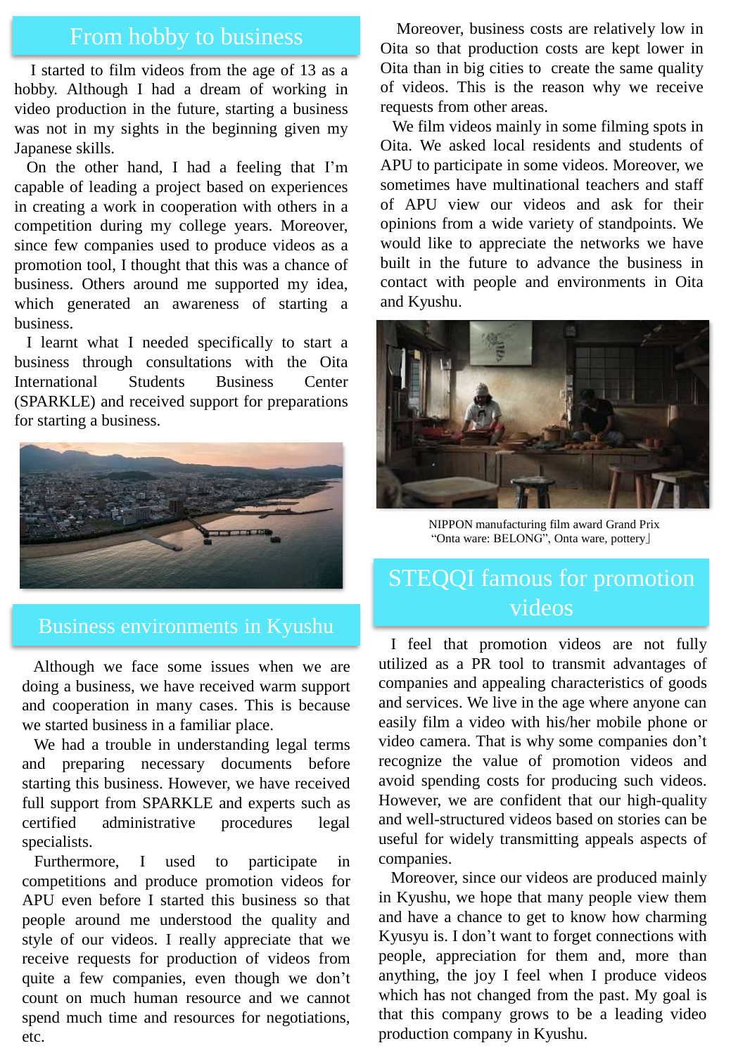## From hobby to business

I started to film videos from the age of 13 as a hobby. Although I had a dream of working in video production in the future, starting a business was not in my sights in the beginning given my Japanese skills.

On the other hand, I had a feeling that I'm capable of leading a project based on experiences in creating a work in cooperation with others in a competition during my college years. Moreover, since few companies used to produce videos as a promotion tool, I thought that this was a chance of business. Others around me supported my idea, which generated an awareness of starting a business.

I learnt what I needed specifically to start a business through consultations with the Oita International Students Business Center (SPARKLE) and received support for preparations for starting a business.

## Business environments in Kyushu

Although we face some issues when we are doing a business, we have received warm support and cooperation in many cases. This is because we started business in a familiar place.

We had a trouble in understanding legal terms and preparing necessary documents before starting this business. However, we have received full support from SPARKLE and experts such as certified administrative procedures legal specialists.

Furthermore, I used to participate in competitions and produce promotion videos for APU even before I started this business so that people around me understood the quality and style of our videos. I really appreciate that we receive requests for production of videos from quite a few companies, even though we don't count on much human resource and we cannot spend much time and resources for negotiations, etc.

Moreover, business costs are relatively low in Oita so that production costs are kept lower in Oita than in big cities to create the same quality of videos. This is the reason why we receive requests from other areas.

We film videos mainly in some filming spots in Oita. We asked local residents and students of APU to participate in some videos. Moreover, we sometimes have multinational teachers and staff of APU view our videos and ask for their opinions from a wide variety of standpoints. We would like to appreciate the networks we have built in the future to advance the business in contact with people and environments in Oita and Kyushu.

NIPPON manufacturing film award Grand Prix
"Onta ware: BELONG", Onta ware, pottery」

## STEQQI famous for promotion videos

I feel that promotion videos are not fully utilized as a PR tool to transmit advantages of companies and appealing characteristics of goods and services. We live in the age where anyone can easily film a video with his/her mobile phone or video camera. That is why some companies don't recognize the value of promotion videos and avoid spending costs for producing such videos. However, we are confident that our high-quality and well-structured videos based on stories can be useful for widely transmitting appeals aspects of companies.

Moreover, since our videos are produced mainly in Kyushu, we hope that many people view them and have a chance to get to know how charming Kyusyu is. I don't want to forget connections with people, appreciation for them and, more than anything, the joy I feel when I produce videos which has not changed from the past. My goal is that this company grows to be a leading video production company in Kyushu.